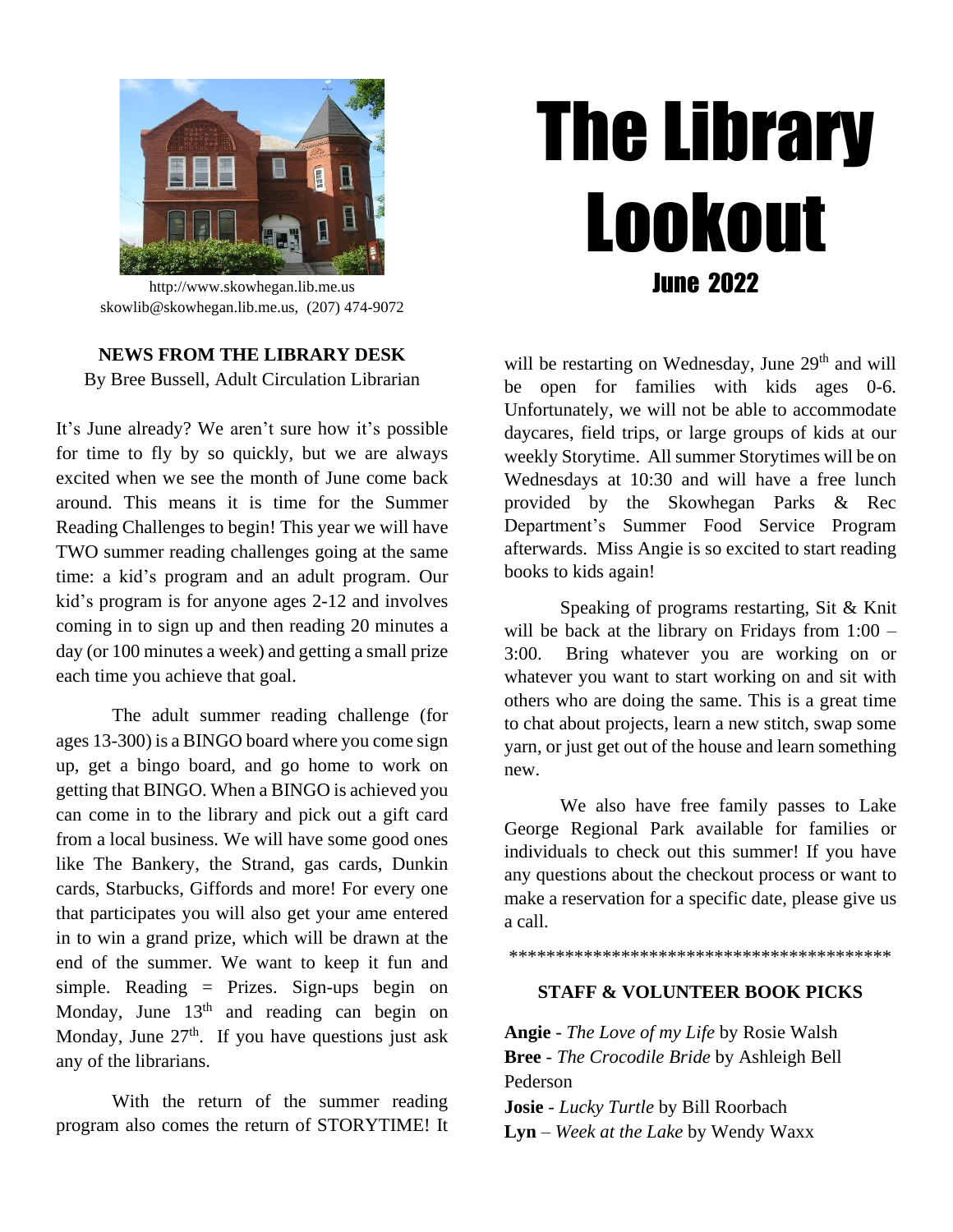http://www.skowhegan.lib.me.us
skowlib@skowhegan.lib.me.us, (207) 474-9072

# The Library Lookout

## June 2022

### NEWS FROM THE LIBRARY DESK

By Bree Bussell, Adult Circulation Librarian

It's June already? We aren't sure how it's possible for time to fly by so quickly, but we are always excited when we see the month of June come back around. This means it is time for the Summer Reading Challenges to begin! This year we will have TWO summer reading challenges going at the same time: a kid's program and an adult program. Our kid's program is for anyone ages 2-12 and involves coming in to sign up and then reading 20 minutes a day (or 100 minutes a week) and getting a small prize each time you achieve that goal.

The adult summer reading challenge (for ages 13-300) is a BINGO board where you come sign up, get a bingo board, and go home to work on getting that BINGO. When a BINGO is achieved you can come in to the library and pick out a gift card from a local business. We will have some good ones like The Bankery, the Strand, gas cards, Dunkin cards, Starbucks, Giffords and more! For every one that participates you will also get your ame entered in to win a grand prize, which will be drawn at the end of the summer. We want to keep it fun and simple. Reading = Prizes. Sign-ups begin on Monday, June 13th and reading can begin on Monday, June 27th. If you have questions just ask any of the librarians.

With the return of the summer reading program also comes the return of STORYTIME! It will be restarting on Wednesday, June 29th and will be open for families with kids ages 0-6. Unfortunately, we will not be able to accommodate daycares, field trips, or large groups of kids at our weekly Storytime. All summer Storytimes will be on Wednesdays at 10:30 and will have a free lunch provided by the Skowhegan Parks & Rec Department's Summer Food Service Program afterwards. Miss Angie is so excited to start reading books to kids again!

Speaking of programs restarting, Sit & Knit will be back at the library on Fridays from 1:00 – 3:00. Bring whatever you are working on or whatever you want to start working on and sit with others who are doing the same. This is a great time to chat about projects, learn a new stitch, swap some yarn, or just get out of the house and learn something new.

We also have free family passes to Lake George Regional Park available for families or individuals to check out this summer! If you have any questions about the checkout process or want to make a reservation for a specific date, please give us a call.

\*\*\*\*\*\*\*\*\*\*\*\*\*\*\*\*\*\*\*\*\*\*\*\*\*\*\*\*\*\*\*\*\*\*\*\*\*\*\*\*\*\*

### STAFF & VOLUNTEER BOOK PICKS

**Angie** - *The Love of my Life* by Rosie Walsh
**Bree** - *The Crocodile Bride* by Ashleigh Bell Pederson
**Josie** - *Lucky Turtle* by Bill Roorbach
**Lyn** – *Week at the Lake* by Wendy Waxx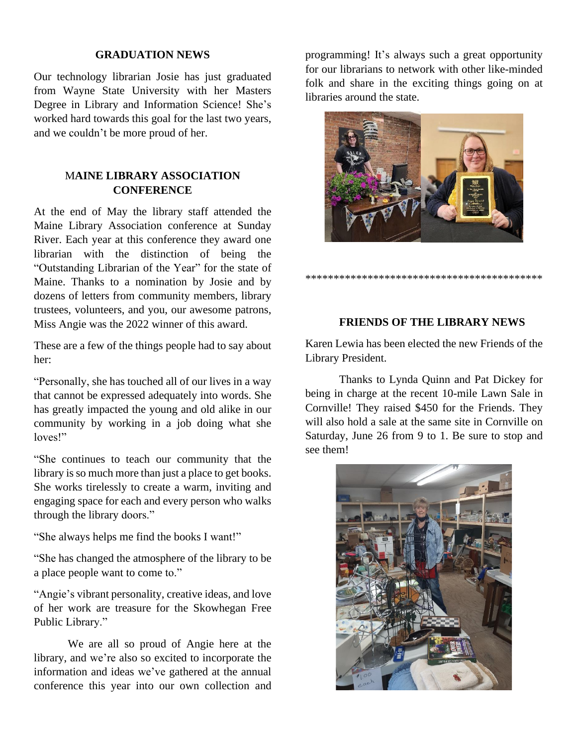## GRADUATION NEWS

Our technology librarian Josie has just graduated from Wayne State University with her Masters Degree in Library and Information Science! She's worked hard towards this goal for the last two years, and we couldn't be more proud of her.

## MAINE LIBRARY ASSOCIATION CONFERENCE

At the end of May the library staff attended the Maine Library Association conference at Sunday River. Each year at this conference they award one librarian with the distinction of being the "Outstanding Librarian of the Year" for the state of Maine. Thanks to a nomination by Josie and by dozens of letters from community members, library trustees, volunteers, and you, our awesome patrons, Miss Angie was the 2022 winner of this award.

These are a few of the things people had to say about her:

"Personally, she has touched all of our lives in a way that cannot be expressed adequately into words. She has greatly impacted the young and old alike in our community by working in a job doing what she loves!"

"She continues to teach our community that the library is so much more than just a place to get books. She works tirelessly to create a warm, inviting and engaging space for each and every person who walks through the library doors."

"She always helps me find the books I want!"

"She has changed the atmosphere of the library to be a place people want to come to."

"Angie's vibrant personality, creative ideas, and love of her work are treasure for the Skowhegan Free Public Library."

We are all so proud of Angie here at the library, and we're also so excited to incorporate the information and ideas we've gathered at the annual conference this year into our own collection and programming! It's always such a great opportunity for our librarians to network with other like-minded folk and share in the exciting things going on at libraries around the state.

*******************************************

## FRIENDS OF THE LIBRARY NEWS

Karen Lewia has been elected the new Friends of the Library President.

Thanks to Lynda Quinn and Pat Dickey for being in charge at the recent 10-mile Lawn Sale in Cornville! They raised $450 for the Friends. They will also hold a sale at the same site in Cornville on Saturday, June 26 from 9 to 1. Be sure to stop and see them!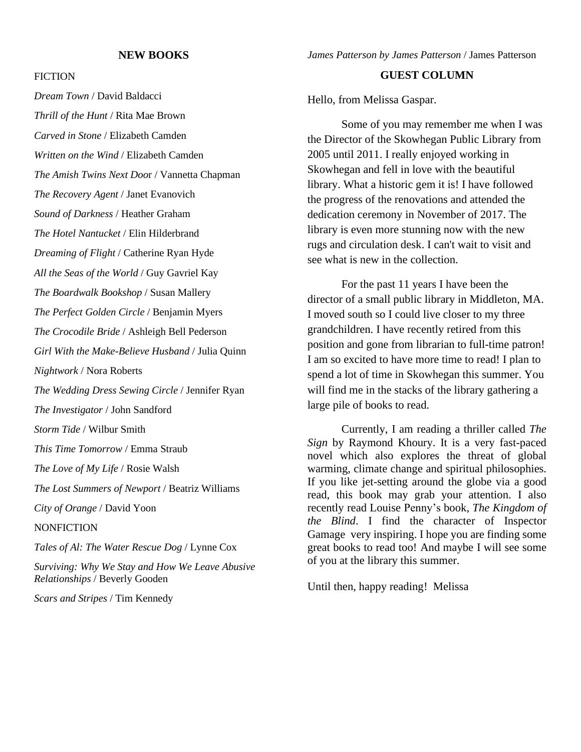## NEW BOOKS

FICTION

*Dream Town* / David Baldacci

*Thrill of the Hunt* / Rita Mae Brown

*Carved in Stone* / Elizabeth Camden

*Written on the Wind* / Elizabeth Camden

*The Amish Twins Next Door* / Vannetta Chapman

*The Recovery Agent* / Janet Evanovich

*Sound of Darkness* / Heather Graham

*The Hotel Nantucket* / Elin Hilderbrand

*Dreaming of Flight* / Catherine Ryan Hyde

*All the Seas of the World* / Guy Gavriel Kay

*The Boardwalk Bookshop* / Susan Mallery

*The Perfect Golden Circle* / Benjamin Myers

*The Crocodile Bride* / Ashleigh Bell Pederson

*Girl With the Make-Believe Husband* / Julia Quinn

*Nightwork* / Nora Roberts

*The Wedding Dress Sewing Circle* / Jennifer Ryan

*The Investigator* / John Sandford

*Storm Tide* / Wilbur Smith

*This Time Tomorrow* / Emma Straub

*The Love of My Life* / Rosie Walsh

*The Lost Summers of Newport* / Beatriz Williams

*City of Orange* / David Yoon

NONFICTION

*Tales of Al: The Water Rescue Dog* / Lynne Cox

*Surviving: Why We Stay and How We Leave Abusive Relationships* / Beverly Gooden

*Scars and Stripes* / Tim Kennedy

*James Patterson by James Patterson* / James Patterson

## GUEST COLUMN

Hello, from Melissa Gaspar.

Some of you may remember me when I was the Director of the Skowhegan Public Library from 2005 until 2011. I really enjoyed working in Skowhegan and fell in love with the beautiful library. What a historic gem it is! I have followed the progress of the renovations and attended the dedication ceremony in November of 2017. The library is even more stunning now with the new rugs and circulation desk. I can't wait to visit and see what is new in the collection.

For the past 11 years I have been the director of a small public library in Middleton, MA. I moved south so I could live closer to my three grandchildren. I have recently retired from this position and gone from librarian to full-time patron! I am so excited to have more time to read! I plan to spend a lot of time in Skowhegan this summer. You will find me in the stacks of the library gathering a large pile of books to read.

Currently, I am reading a thriller called *The Sign* by Raymond Khoury. It is a very fast-paced novel which also explores the threat of global warming, climate change and spiritual philosophies. If you like jet-setting around the globe via a good read, this book may grab your attention. I also recently read Louise Penny's book, *The Kingdom of the Blind*. I find the character of Inspector Gamage very inspiring. I hope you are finding some great books to read too! And maybe I will see some of you at the library this summer.

Until then, happy reading! Melissa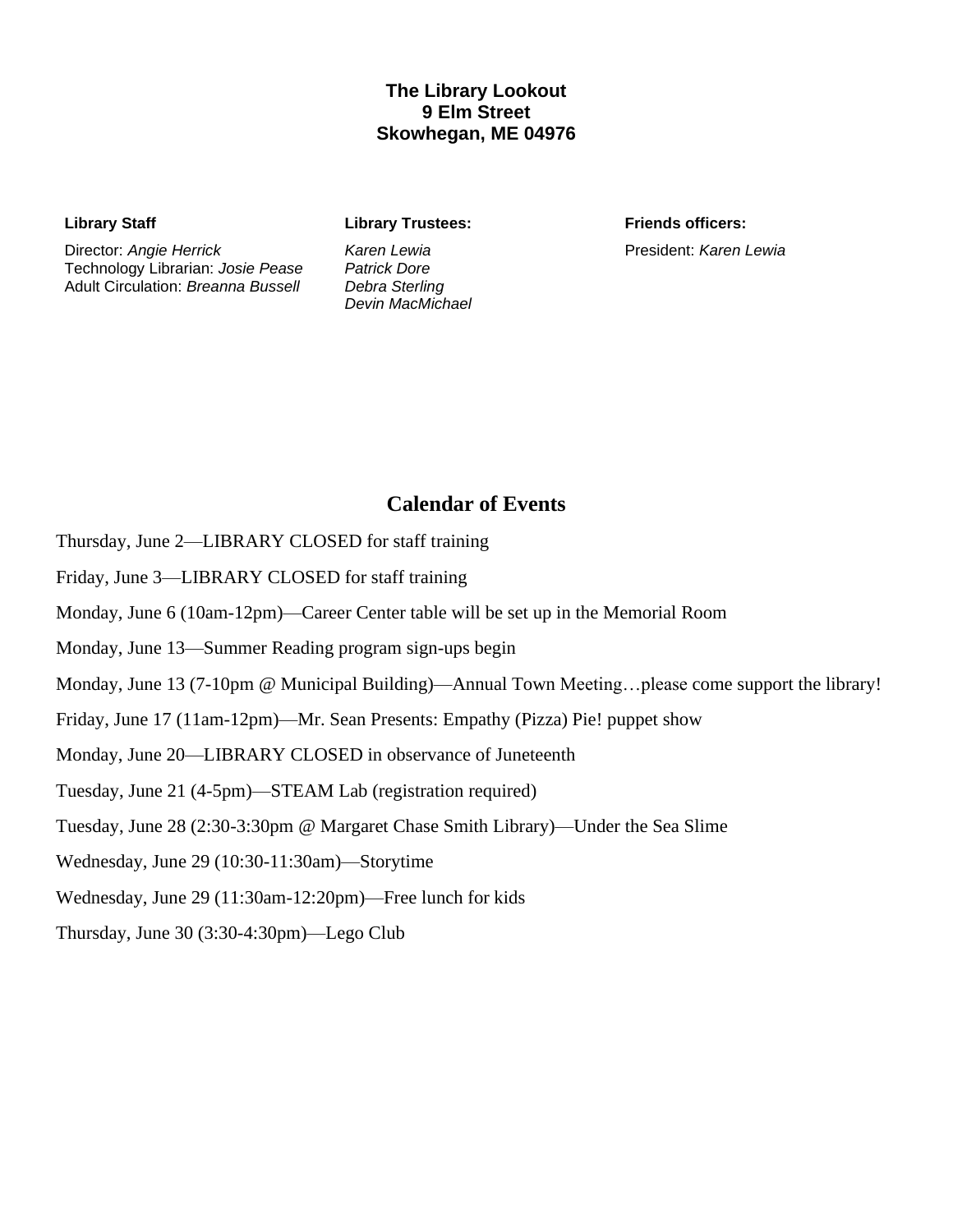**The Library Lookout**
**9 Elm Street**
**Skowhegan, ME 04976**

**Library Staff**

Director: *Angie Herrick*
Technology Librarian: *Josie Pease*
Adult Circulation: *Breanna Bussell*

**Library Trustees:**

*Karen Lewia*
*Patrick Dore*
*Debra Sterling*
*Devin MacMichael*

**Friends officers:**

President: *Karen Lewia*

## Calendar of Events

Thursday, June 2—LIBRARY CLOSED for staff training

Friday, June 3—LIBRARY CLOSED for staff training

Monday, June 6 (10am-12pm)—Career Center table will be set up in the Memorial Room

Monday, June 13—Summer Reading program sign-ups begin

Monday, June 13 (7-10pm @ Municipal Building)—Annual Town Meeting…please come support the library!

Friday, June 17 (11am-12pm)—Mr. Sean Presents: Empathy (Pizza) Pie! puppet show

Monday, June 20—LIBRARY CLOSED in observance of Juneteenth

Tuesday, June 21 (4-5pm)—STEAM Lab (registration required)

Tuesday, June 28 (2:30-3:30pm @ Margaret Chase Smith Library)—Under the Sea Slime

Wednesday, June 29 (10:30-11:30am)—Storytime

Wednesday, June 29 (11:30am-12:20pm)—Free lunch for kids

Thursday, June 30 (3:30-4:30pm)—Lego Club